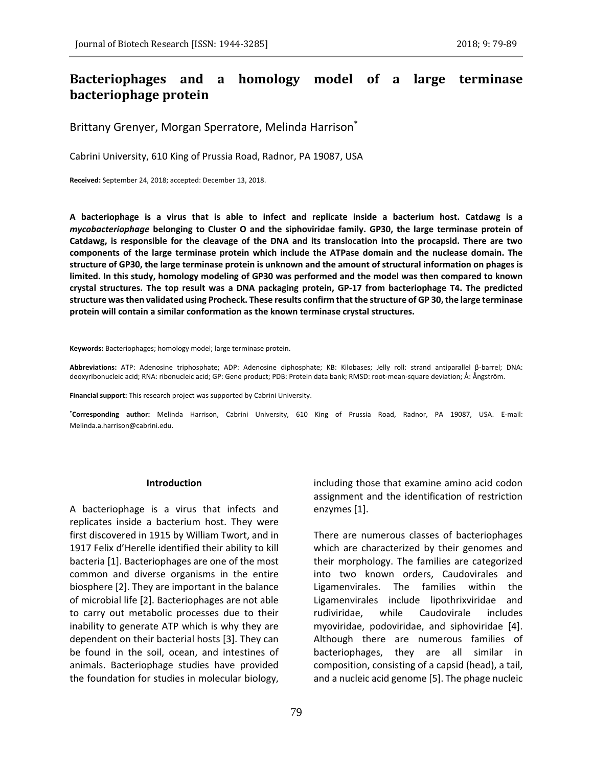# Bacteriophages and a homology model of a large terminase bacteriophage protein

Brittany Grenyer, Morgan Sperratore, Melinda Harrison*

Cabrini University, 610 King of Prussia Road, Radnor, PA 19087, USA

**Received:** September 24, 2018; accepted: December 13, 2018.

**A bacteriophage is a virus that is able to infect and replicate inside a bacterium host. Catdawg is a *mycobacteriophage* belonging to Cluster O and the siphoviridae family. GP30, the large terminase protein of Catdawg, is responsible for the cleavage of the DNA and its translocation into the procapsid. There are two components of the large terminase protein which include the ATPase domain and the nuclease domain. The structure of GP30, the large terminase protein is unknown and the amount of structural information on phages is limited. In this study, homology modeling of GP30 was performed and the model was then compared to known crystal structures. The top result was a DNA packaging protein, GP-17 from bacteriophage T4. The predicted structure was then validated using Procheck. These results confirm that the structure of GP 30, the large terminase protein will contain a similar conformation as the known terminase crystal structures.**

**Keywords:** Bacteriophages; homology model; large terminase protein.

**Abbreviations:** ATP: Adenosine triphosphate; ADP: Adenosine diphosphate; KB: Kilobases; Jelly roll: strand antiparallel β-barrel; DNA: deoxyribonucleic acid; RNA: ribonucleic acid; GP: Gene product; PDB: Protein data bank; RMSD: root-mean-square deviation; Å: Ångström.

**Financial support:** This research project was supported by Cabrini University.

***Corresponding author:** Melinda Harrison, Cabrini University, 610 King of Prussia Road, Radnor, PA 19087, USA. E-mail: Melinda.a.harrison@cabrini.edu.

## Introduction

A bacteriophage is a virus that infects and replicates inside a bacterium host. They were first discovered in 1915 by William Twort, and in 1917 Felix d'Herelle identified their ability to kill bacteria [1]. Bacteriophages are one of the most common and diverse organisms in the entire biosphere [2]. They are important in the balance of microbial life [2]. Bacteriophages are not able to carry out metabolic processes due to their inability to generate ATP which is why they are dependent on their bacterial hosts [3]. They can be found in the soil, ocean, and intestines of animals. Bacteriophage studies have provided the foundation for studies in molecular biology, including those that examine amino acid codon assignment and the identification of restriction enzymes [1].

There are numerous classes of bacteriophages which are characterized by their genomes and their morphology. The families are categorized into two known orders, Caudovirales and Ligamenvirales. The families within the Ligamenvirales include lipothrixviridae and rudiviridae, while Caudovirale includes myoviridae, podoviridae, and siphoviridae [4]. Although there are numerous families of bacteriophages, they are all similar in composition, consisting of a capsid (head), a tail, and a nucleic acid genome [5]. The phage nucleic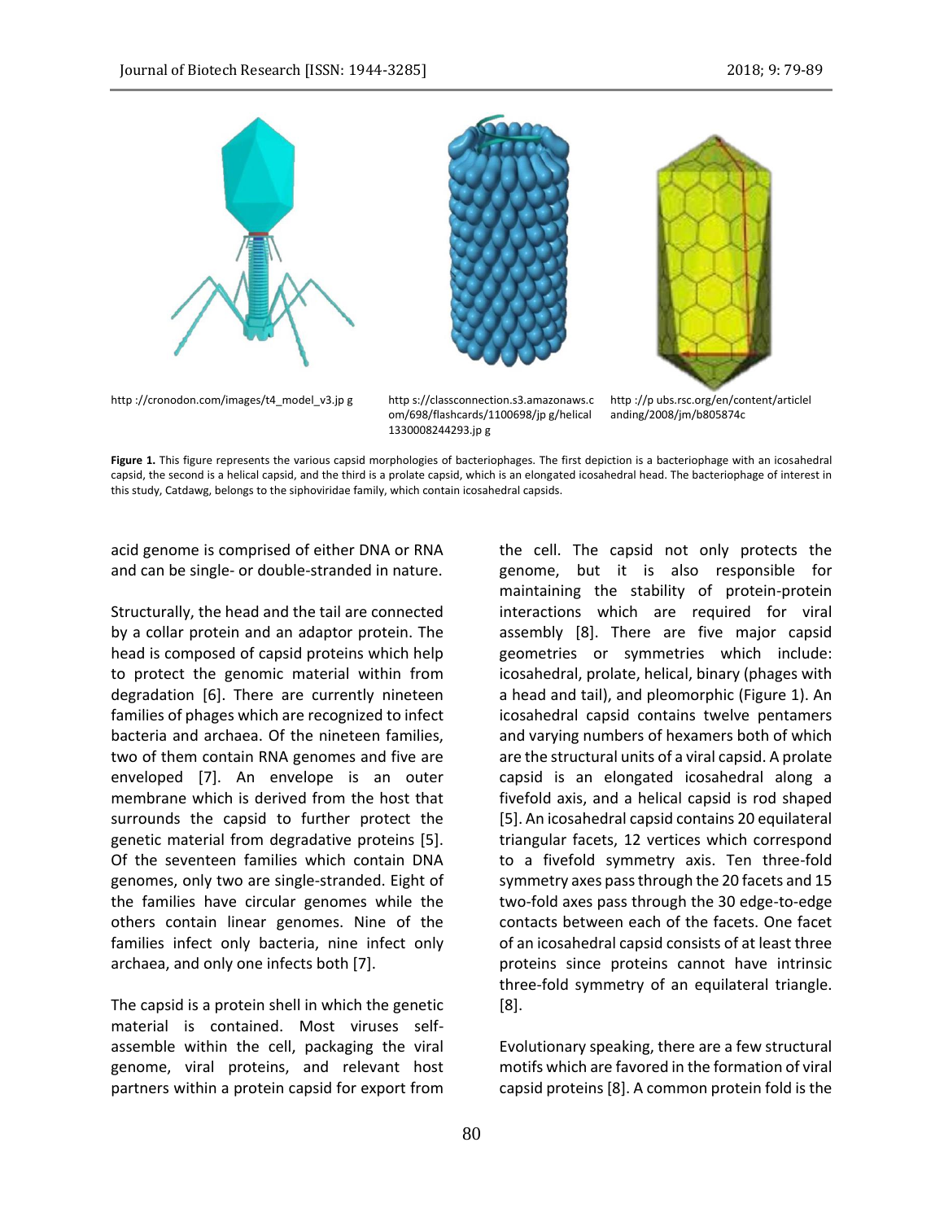http ://cronodon.com/images/t4_model_v3.jp g

http s://classconnection.s3.amazonaws.c om/698/flashcards/1100698/jp g/helical 1330008244293.jp g

http ://p ubs.rsc.org/en/content/articlel anding/2008/jm/b805874c

**Figure 1.** This figure represents the various capsid morphologies of bacteriophages. The first depiction is a bacteriophage with an icosahedral capsid, the second is a helical capsid, and the third is a prolate capsid, which is an elongated icosahedral head. The bacteriophage of interest in this study, Catdawg, belongs to the siphoviridae family, which contain icosahedral capsids.

acid genome is comprised of either DNA or RNA and can be single- or double-stranded in nature.

Structurally, the head and the tail are connected by a collar protein and an adaptor protein. The head is composed of capsid proteins which help to protect the genomic material within from degradation [6]. There are currently nineteen families of phages which are recognized to infect bacteria and archaea. Of the nineteen families, two of them contain RNA genomes and five are enveloped [7]. An envelope is an outer membrane which is derived from the host that surrounds the capsid to further protect the genetic material from degradative proteins [5]. Of the seventeen families which contain DNA genomes, only two are single-stranded. Eight of the families have circular genomes while the others contain linear genomes. Nine of the families infect only bacteria, nine infect only archaea, and only one infects both [7].

The capsid is a protein shell in which the genetic material is contained. Most viruses self-assemble within the cell, packaging the viral genome, viral proteins, and relevant host partners within a protein capsid for export from the cell. The capsid not only protects the genome, but it is also responsible for maintaining the stability of protein-protein interactions which are required for viral assembly [8]. There are five major capsid geometries or symmetries which include: icosahedral, prolate, helical, binary (phages with a head and tail), and pleomorphic (Figure 1). An icosahedral capsid contains twelve pentamers and varying numbers of hexamers both of which are the structural units of a viral capsid. A prolate capsid is an elongated icosahedral along a fivefold axis, and a helical capsid is rod shaped [5]. An icosahedral capsid contains 20 equilateral triangular facets, 12 vertices which correspond to a fivefold symmetry axis. Ten three-fold symmetry axes pass through the 20 facets and 15 two-fold axes pass through the 30 edge-to-edge contacts between each of the facets. One facet of an icosahedral capsid consists of at least three proteins since proteins cannot have intrinsic three-fold symmetry of an equilateral triangle. [8].

Evolutionary speaking, there are a few structural motifs which are favored in the formation of viral capsid proteins [8]. A common protein fold is the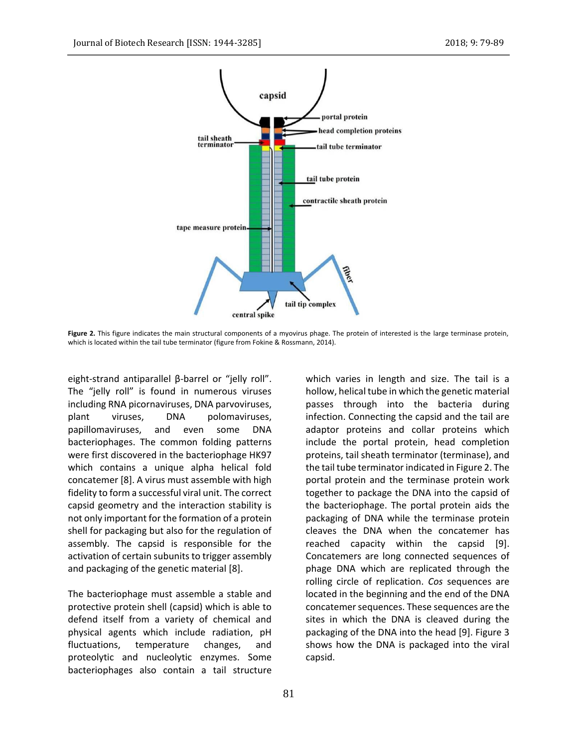**Figure 2.** This figure indicates the main structural components of a myovirus phage. The protein of interested is the large terminase protein, which is located within the tail tube terminator (figure from Fokine & Rossmann, 2014).

eight-strand antiparallel β-barrel or "jelly roll". The "jelly roll" is found in numerous viruses including RNA picornaviruses, DNA parvoviruses, plant viruses, DNA polomaviruses, papillomaviruses, and even some DNA bacteriophages. The common folding patterns were first discovered in the bacteriophage HK97 which contains a unique alpha helical fold concatemer [8]. A virus must assemble with high fidelity to form a successful viral unit. The correct capsid geometry and the interaction stability is not only important for the formation of a protein shell for packaging but also for the regulation of assembly. The capsid is responsible for the activation of certain subunits to trigger assembly and packaging of the genetic material [8].

The bacteriophage must assemble a stable and protective protein shell (capsid) which is able to defend itself from a variety of chemical and physical agents which include radiation, pH fluctuations, temperature changes, and proteolytic and nucleolytic enzymes. Some bacteriophages also contain a tail structure which varies in length and size. The tail is a hollow, helical tube in which the genetic material passes through into the bacteria during infection. Connecting the capsid and the tail are adaptor proteins and collar proteins which include the portal protein, head completion proteins, tail sheath terminator (terminase), and the tail tube terminator indicated in Figure 2. The portal protein and the terminase protein work together to package the DNA into the capsid of the bacteriophage. The portal protein aids the packaging of DNA while the terminase protein cleaves the DNA when the concatemer has reached capacity within the capsid [9]. Concatemers are long connected sequences of phage DNA which are replicated through the rolling circle of replication. *Cos* sequences are located in the beginning and the end of the DNA concatemer sequences. These sequences are the sites in which the DNA is cleaved during the packaging of the DNA into the head [9]. Figure 3 shows how the DNA is packaged into the viral capsid.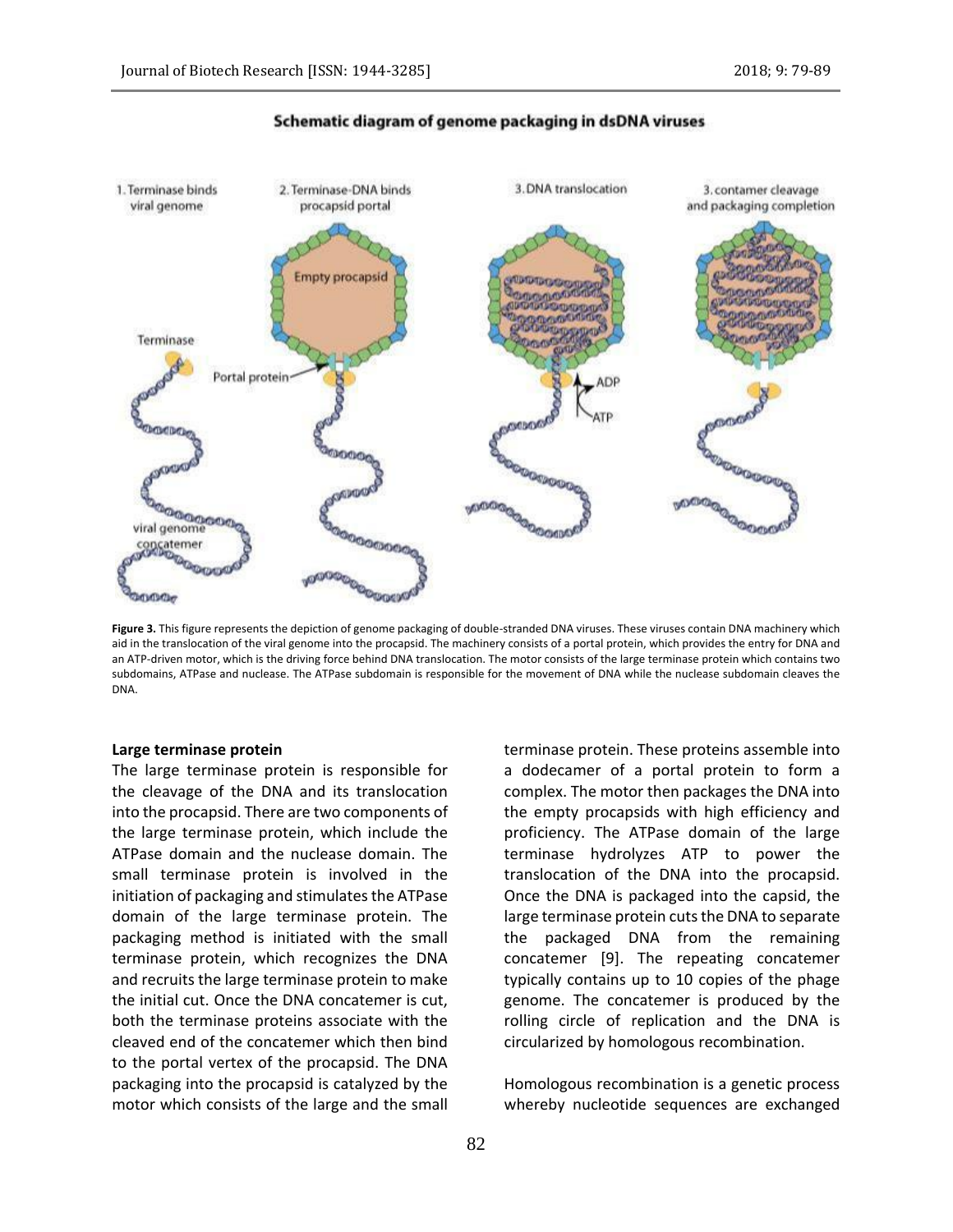**Figure 3.** This figure represents the depiction of genome packaging of double-stranded DNA viruses. These viruses contain DNA machinery which aid in the translocation of the viral genome into the procapsid. The machinery consists of a portal protein, which provides the entry for DNA and an ATP-driven motor, which is the driving force behind DNA translocation. The motor consists of the large terminase protein which contains two subdomains, ATPase and nuclease. The ATPase subdomain is responsible for the movement of DNA while the nuclease subdomain cleaves the DNA.

**Large terminase protein**

The large terminase protein is responsible for the cleavage of the DNA and its translocation into the procapsid. There are two components of the large terminase protein, which include the ATPase domain and the nuclease domain. The small terminase protein is involved in the initiation of packaging and stimulates the ATPase domain of the large terminase protein. The packaging method is initiated with the small terminase protein, which recognizes the DNA and recruits the large terminase protein to make the initial cut. Once the DNA concatemer is cut, both the terminase proteins associate with the cleaved end of the concatemer which then bind to the portal vertex of the procapsid. The DNA packaging into the procapsid is catalyzed by the motor which consists of the large and the small terminase protein. These proteins assemble into a dodecamer of a portal protein to form a complex. The motor then packages the DNA into the empty procapsids with high efficiency and proficiency. The ATPase domain of the large terminase hydrolyzes ATP to power the translocation of the DNA into the procapsid. Once the DNA is packaged into the capsid, the large terminase protein cuts the DNA to separate the packaged DNA from the remaining concatemer [9]. The repeating concatemer typically contains up to 10 copies of the phage genome. The concatemer is produced by the rolling circle of replication and the DNA is circularized by homologous recombination.

Homologous recombination is a genetic process whereby nucleotide sequences are exchanged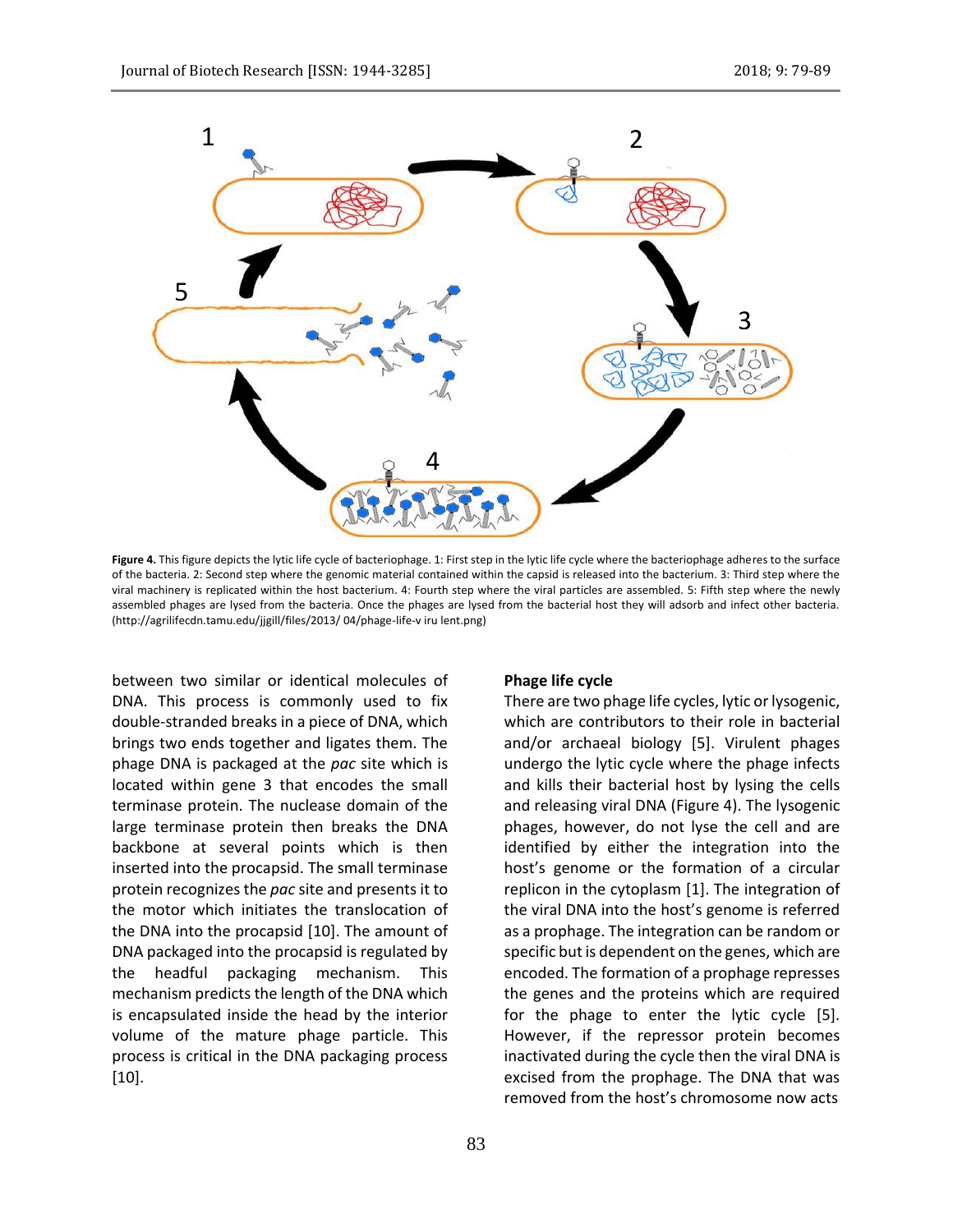**Figure 4.** This figure depicts the lytic life cycle of bacteriophage. 1: First step in the lytic life cycle where the bacteriophage adheres to the surface of the bacteria. 2: Second step where the genomic material contained within the capsid is released into the bacterium. 3: Third step where the viral machinery is replicated within the host bacterium. 4: Fourth step where the viral particles are assembled. 5: Fifth step where the newly assembled phages are lysed from the bacteria. Once the phages are lysed from the bacterial host they will adsorb and infect other bacteria. (http://agrilifecdn.tamu.edu/jjgill/files/2013/ 04/phage-life-v iru lent.png)

between two similar or identical molecules of DNA. This process is commonly used to fix double-stranded breaks in a piece of DNA, which brings two ends together and ligates them. The phage DNA is packaged at the *pac* site which is located within gene 3 that encodes the small terminase protein. The nuclease domain of the large terminase protein then breaks the DNA backbone at several points which is then inserted into the procapsid. The small terminase protein recognizes the *pac* site and presents it to the motor which initiates the translocation of the DNA into the procapsid [10]. The amount of DNA packaged into the procapsid is regulated by the headful packaging mechanism. This mechanism predicts the length of the DNA which is encapsulated inside the head by the interior volume of the mature phage particle. This process is critical in the DNA packaging process [10].

**Phage life cycle**

There are two phage life cycles, lytic or lysogenic, which are contributors to their role in bacterial and/or archaeal biology [5]. Virulent phages undergo the lytic cycle where the phage infects and kills their bacterial host by lysing the cells and releasing viral DNA (Figure 4). The lysogenic phages, however, do not lyse the cell and are identified by either the integration into the host's genome or the formation of a circular replicon in the cytoplasm [1]. The integration of the viral DNA into the host's genome is referred as a prophage. The integration can be random or specific but is dependent on the genes, which are encoded. The formation of a prophage represses the genes and the proteins which are required for the phage to enter the lytic cycle [5]. However, if the repressor protein becomes inactivated during the cycle then the viral DNA is excised from the prophage. The DNA that was removed from the host's chromosome now acts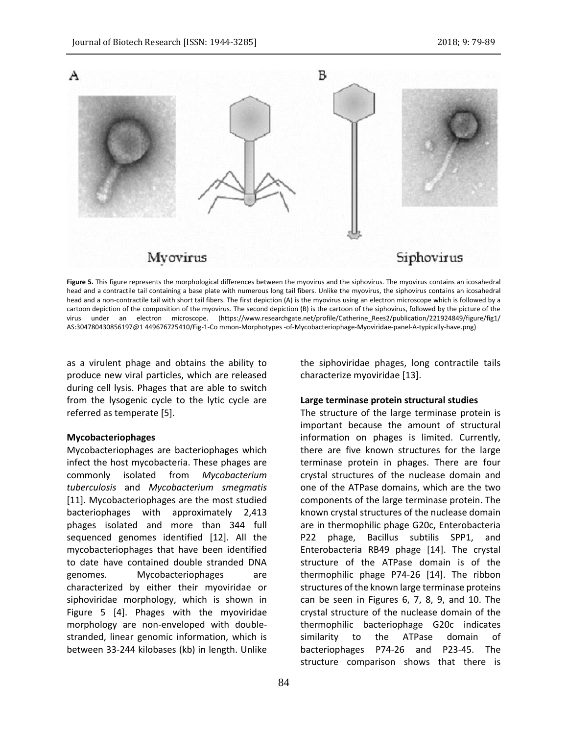**Figure 5.** This figure represents the morphological differences between the myovirus and the siphovirus. The myovirus contains an icosahedral head and a contractile tail containing a base plate with numerous long tail fibers. Unlike the myovirus, the siphovirus contains an icosahedral head and a non-contractile tail with short tail fibers. The first depiction (A) is the myovirus using an electron microscope which is followed by a cartoon depiction of the composition of the myovirus. The second depiction (B) is the cartoon of the siphovirus, followed by the picture of the virus under an electron microscope. (https://www.researchgate.net/profile/Catherine_Rees2/publication/221924849/figure/fig1/AS:304780430856197@1 449676725410/Fig-1-Co mmon-Morphotypes -of-Mycobacteriophage-Myoviridae-panel-A-typically-have.png)

as a virulent phage and obtains the ability to produce new viral particles, which are released during cell lysis. Phages that are able to switch from the lysogenic cycle to the lytic cycle are referred as temperate [5].

**Mycobacteriophages**

Mycobacteriophages are bacteriophages which infect the host mycobacteria. These phages are commonly isolated from *Mycobacterium tuberculosis* and *Mycobacterium smegmatis* [11]. Mycobacteriophages are the most studied bacteriophages with approximately 2,413 phages isolated and more than 344 full sequenced genomes identified [12]. All the mycobacteriophages that have been identified to date have contained double stranded DNA genomes. Mycobacteriophages are characterized by either their myoviridae or siphoviridae morphology, which is shown in Figure 5 [4]. Phages with the myoviridae morphology are non-enveloped with double-stranded, linear genomic information, which is between 33-244 kilobases (kb) in length. Unlike the siphoviridae phages, long contractile tails characterize myoviridae [13].

**Large terminase protein structural studies**

The structure of the large terminase protein is important because the amount of structural information on phages is limited. Currently, there are five known structures for the large terminase protein in phages. There are four crystal structures of the nuclease domain and one of the ATPase domains, which are the two components of the large terminase protein. The known crystal structures of the nuclease domain are in thermophilic phage G20c, Enterobacteria P22 phage, Bacillus subtilis SPP1, and Enterobacteria RB49 phage [14]. The crystal structure of the ATPase domain is of the thermophilic phage P74-26 [14]. The ribbon structures of the known large terminase proteins can be seen in Figures 6, 7, 8, 9, and 10. The crystal structure of the nuclease domain of the thermophilic bacteriophage G20c indicates similarity to the ATPase domain of bacteriophages P74-26 and P23-45. The structure comparison shows that there is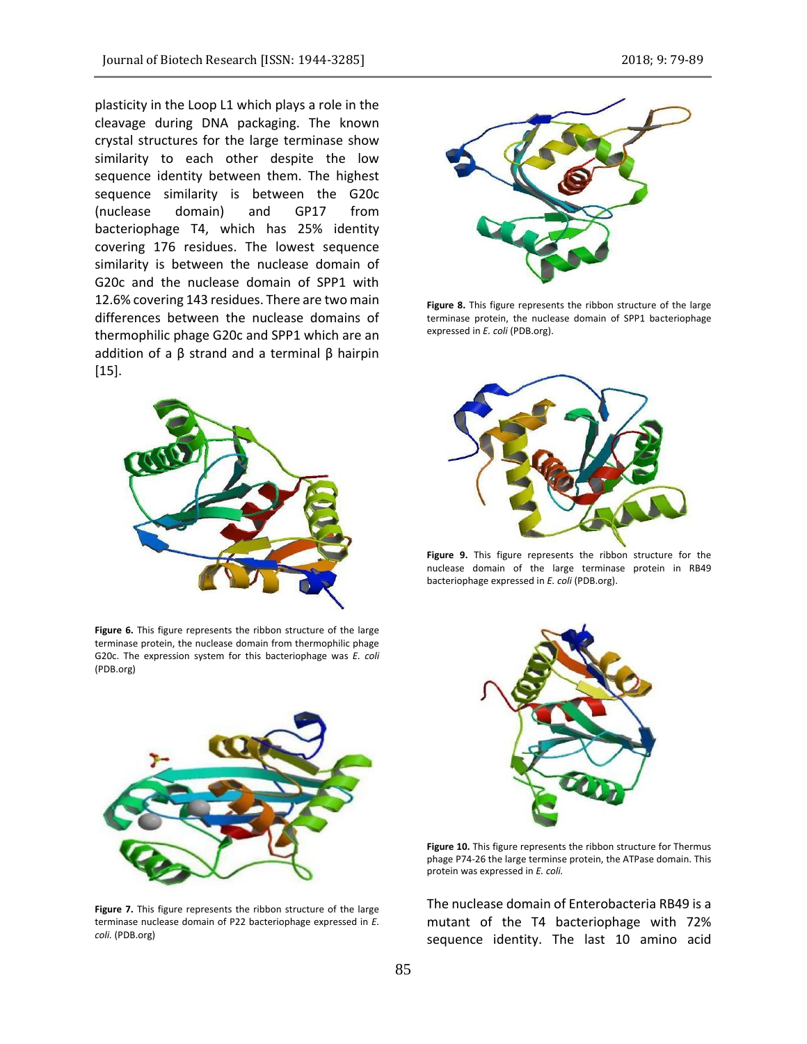plasticity in the Loop L1 which plays a role in the cleavage during DNA packaging. The known crystal structures for the large terminase show similarity to each other despite the low sequence identity between them. The highest sequence similarity is between the G20c (nuclease domain) and GP17 from bacteriophage T4, which has 25% identity covering 176 residues. The lowest sequence similarity is between the nuclease domain of G20c and the nuclease domain of SPP1 with 12.6% covering 143 residues. There are two main differences between the nuclease domains of thermophilic phage G20c and SPP1 which are an addition of a β strand and a terminal β hairpin [15].

**Figure 6.** This figure represents the ribbon structure of the large terminase protein, the nuclease domain from thermophilic phage G20c. The expression system for this bacteriophage was *E. coli* (PDB.org)

**Figure 7.** This figure represents the ribbon structure of the large terminase nuclease domain of P22 bacteriophage expressed in *E. coli.* (PDB.org)

**Figure 8.** This figure represents the ribbon structure of the large terminase protein, the nuclease domain of SPP1 bacteriophage expressed in *E. coli* (PDB.org).

**Figure 9.** This figure represents the ribbon structure for the nuclease domain of the large terminase protein in RB49 bacteriophage expressed in *E. coli* (PDB.org).

**Figure 10.** This figure represents the ribbon structure for Thermus phage P74-26 the large terminse protein, the ATPase domain. This protein was expressed in *E. coli.*

The nuclease domain of Enterobacteria RB49 is a mutant of the T4 bacteriophage with 72% sequence identity. The last 10 amino acid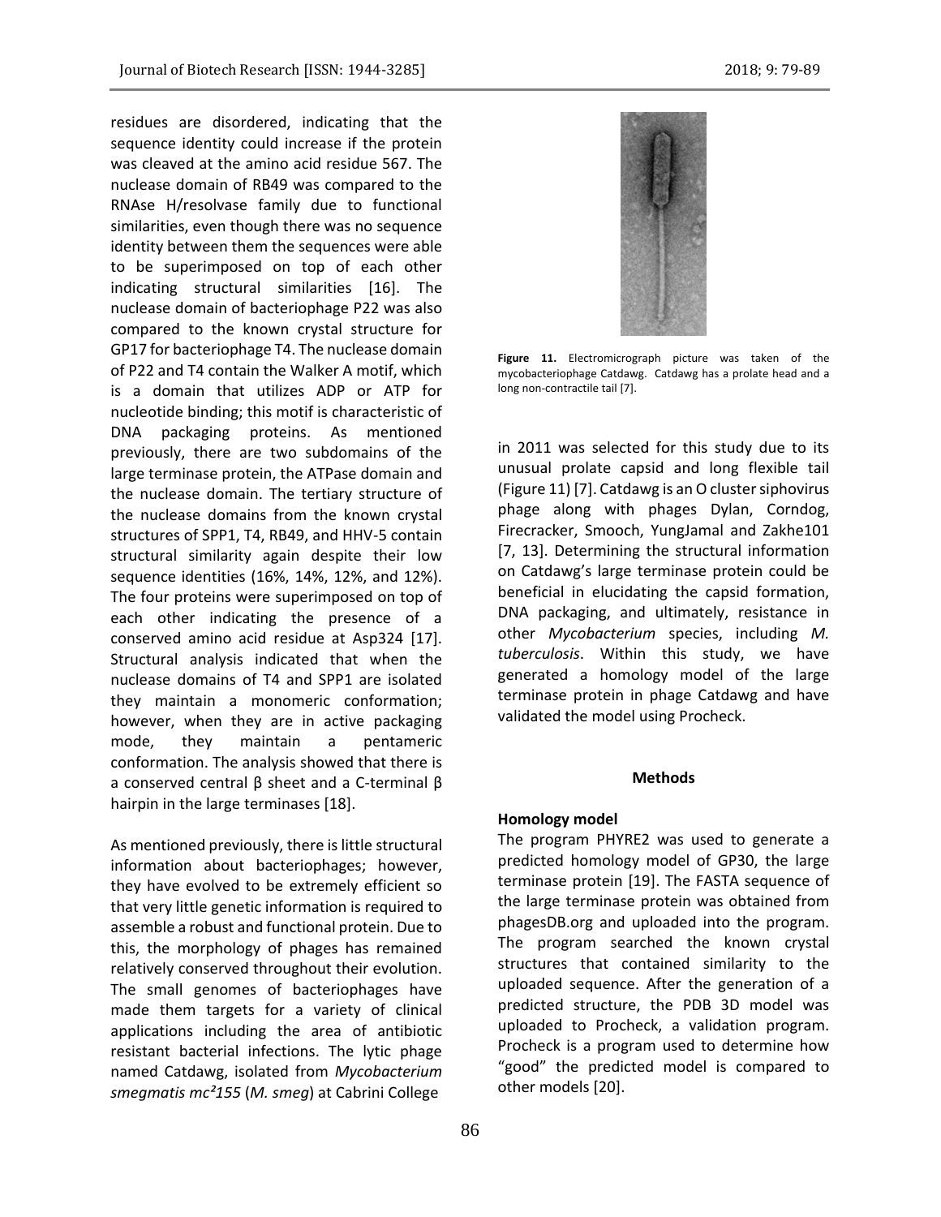residues are disordered, indicating that the sequence identity could increase if the protein was cleaved at the amino acid residue 567. The nuclease domain of RB49 was compared to the RNAse H/resolvase family due to functional similarities, even though there was no sequence identity between them the sequences were able to be superimposed on top of each other indicating structural similarities [16]. The nuclease domain of bacteriophage P22 was also compared to the known crystal structure for GP17 for bacteriophage T4. The nuclease domain of P22 and T4 contain the Walker A motif, which is a domain that utilizes ADP or ATP for nucleotide binding; this motif is characteristic of DNA packaging proteins. As mentioned previously, there are two subdomains of the large terminase protein, the ATPase domain and the nuclease domain. The tertiary structure of the nuclease domains from the known crystal structures of SPP1, T4, RB49, and HHV-5 contain structural similarity again despite their low sequence identities (16%, 14%, 12%, and 12%). The four proteins were superimposed on top of each other indicating the presence of a conserved amino acid residue at Asp324 [17]. Structural analysis indicated that when the nuclease domains of T4 and SPP1 are isolated they maintain a monomeric conformation; however, when they are in active packaging mode, they maintain a pentameric conformation. The analysis showed that there is a conserved central β sheet and a C-terminal β hairpin in the large terminases [18].

As mentioned previously, there is little structural information about bacteriophages; however, they have evolved to be extremely efficient so that very little genetic information is required to assemble a robust and functional protein. Due to this, the morphology of phages has remained relatively conserved throughout their evolution. The small genomes of bacteriophages have made them targets for a variety of clinical applications including the area of antibiotic resistant bacterial infections. The lytic phage named Catdawg, isolated from *Mycobacterium smegmatis mc²155* (*M. smeg*) at Cabrini College in 2011 was selected for this study due to its unusual prolate capsid and long flexible tail (Figure 11) [7]. Catdawg is an O cluster siphovirus phage along with phages Dylan, Corndog, Firecracker, Smooch, YungJamal and Zakhe101 [7, 13]. Determining the structural information on Catdawg's large terminase protein could be beneficial in elucidating the capsid formation, DNA packaging, and ultimately, resistance in other *Mycobacterium* species, including *M. tuberculosis*. Within this study, we have generated a homology model of the large terminase protein in phage Catdawg and have validated the model using Procheck.

**Figure 11.** Electromicrograph picture was taken of the mycobacteriophage Catdawg. Catdawg has a prolate head and a long non-contractile tail [7].

## Methods

### Homology model

The program PHYRE2 was used to generate a predicted homology model of GP30, the large terminase protein [19]. The FASTA sequence of the large terminase protein was obtained from phagesDB.org and uploaded into the program. The program searched the known crystal structures that contained similarity to the uploaded sequence. After the generation of a predicted structure, the PDB 3D model was uploaded to Procheck, a validation program. Procheck is a program used to determine how "good" the predicted model is compared to other models [20].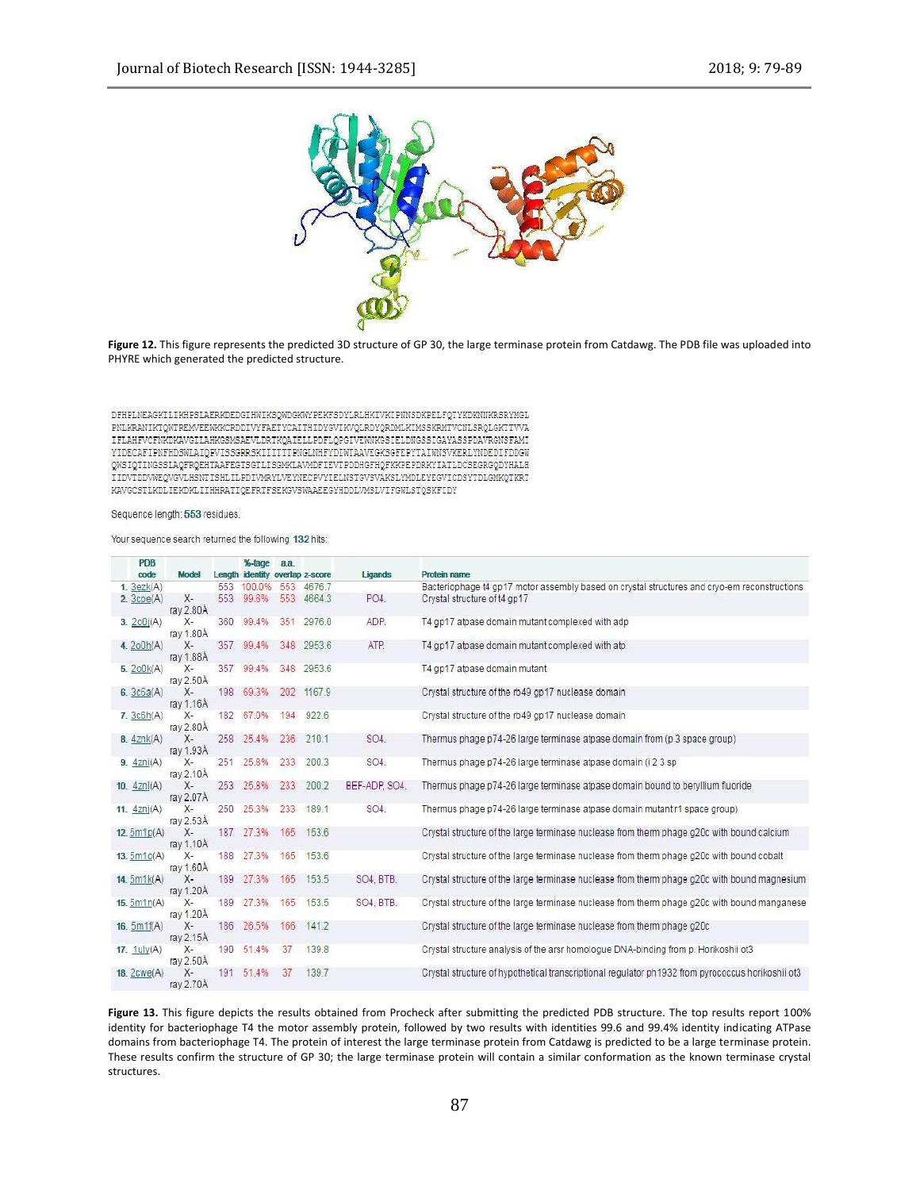**Figure 12.** This figure represents the predicted 3D structure of GP 30, the large terminase protein from Catdawg. The PDB file was uploaded into PHYRE which generated the predicted structure.

```
DFHFLNEAGKILIKHPSLAERKDEDGIHWIKSQWDGKWYPEKFSDYLRLHKIVKIPNNSDKPELFQTYKDKNNKRSRYMGL
PNLKRANIKTQWTREMVEEWKKCRDDIVYFAETYCAITHIDYGVIKVQLRDYQRDMLKIMSSKRMTVCNLSRQLGKTTVVA
IFLAHFVCFNKDKAVGILAHKGSMSAEVLDRTKQAIELLPDFLQPGIVEWNKGSIELDNGSSIGAYASSPDAVRGNSFAMI
YIDECAFIPNFHDSWLAIQPVISSGRRSKIIITTTPNGLNHFYDIWTAAVEGKSGFEPYTAIWNSVKERLYNDEDIFDDGW
QWSIQTINGSSLAQFRQEHTAAFEGTSGTLISGMKLAVMDFIEVTPDDHGFHQFKKPEPDRKYIATLDCSEGRGQDYHALH
IIDVTDDVWEQVGVLHSNTISHLILPDIVMRYLVEYNECPVYIELNSTGVSVAKSLYMDLEYEGVICDSYTDLGMKQTKRT
KAVGCSTLKDLIEKDKLIIHHRATIQEFRTFSEKGVSWAAEEGYHDDLVMSLVIFGWLSTQSKFIDY
```

Sequence length: **553** residues.

Your sequence search returned the following **132** hits:

| | PDB code | Model | Length | %-tage identity | a.a. overlap | z-score | Ligands | Protein name |
|---|---|---|---|---|---|---|---|---|
| 1. | 3ezk(A) | | 553 | 100.0% | 553 | 4676.7 | | Bacteriophage t4 gp17 motor assembly based on crystal structures and cryo-em reconstructions |
| 2. | 3cpe(A) | X-ray 2.80Å | 553 | 99.8% | 553 | 4664.3 | PO4. | Crystal structure of t4 gp17 |
| 3. | 2o0j(A) | X-ray 1.80Å | 360 | 99.4% | 351 | 2976.0 | ADP. | T4 gp17 atpase domain mutant complexed with adp |
| 4. | 2o0h(A) | X-ray 1.88Å | 357 | 99.4% | 348 | 2953.6 | ATP. | T4 gp17 atpase domain mutant complexed with atp |
| 5. | 2o0k(A) | X-ray 2.50Å | 357 | 99.4% | 348 | 2953.6 | | T4 gp17 atpase domain mutant |
| 6. | 3c6a(A) | X-ray 1.16Å | 198 | 69.3% | 202 | 1167.9 | | Crystal structure of the rb49 gp17 nuclease domain |
| 7. | 3c6h(A) | X-ray 2.80Å | 182 | 67.0% | 194 | 922.6 | | Crystal structure of the rb49 gp17 nuclease domain |
| 8. | 4znk(A) | X-ray 1.93Å | 258 | 25.4% | 236 | 210.1 | SO4. | Thermus phage p74-26 large terminase atpase domain from (p 3 space group) |
| 9. | 4zni(A) | X-ray 2.10Å | 251 | 25.8% | 233 | 200.3 | SO4. | Thermus phage p74-26 large terminase atpase domain (i 2 3 sp |
| 10. | 4znl(A) | X-ray 2.07Å | 253 | 25.8% | 233 | 200.2 | BEF-ADP, SO4. | Thermus phage p74-26 large terminase atpase domain bound to beryllium fluoride |
| 11. | 4znj(A) | X-ray 2.53Å | 250 | 25.3% | 233 | 189.1 | SO4. | Thermus phage p74-26 large terminase atpase domain mutant r1 space group) |
| 12. | 5m1p(A) | X-ray 1.10Å | 187 | 27.3% | 165 | 153.6 | | Crystal structure of the large terminase nuclease from therm phage g20c with bound calcium |
| 13. | 5m1o(A) | X-ray 1.60Å | 188 | 27.3% | 165 | 153.6 | | Crystal structure of the large terminase nuclease from therm phage g20c with bound cobalt |
| 14. | 5m1k(A) | X-ray 1.20Å | 189 | 27.3% | 165 | 153.5 | SO4, BTB. | Crystal structure of the large terminase nuclease from therm phage g20c with bound magnesium |
| 15. | 5m1n(A) | X-ray 1.20Å | 189 | 27.3% | 165 | 153.5 | SO4, BTB. | Crystal structure of the large terminase nuclease from therm phage g20c with bound manganese |
| 16. | 5m1f(A) | X-ray 2.15Å | 186 | 26.5% | 166 | 141.2 | | Crystal structure of the large terminase nuclease from therm phage g20c |
| 17. | 1uly(A) | X-ray 2.50Å | 190 | 51.4% | 37 | 139.8 | | Crystal structure analysis of the arsr homologue DNA-binding from p. Horikoshii ot3 |
| 18. | 2cwe(A) | X-ray 2.70Å | 191 | 51.4% | 37 | 139.7 | | Crystal structure of hypothetical transcriptional regulator ph1932 from pyrococcus horikoshii ot3 |

**Figure 13.** This figure depicts the results obtained from Procheck after submitting the predicted PDB structure. The top results report 100% identity for bacteriophage T4 the motor assembly protein, followed by two results with identities 99.6 and 99.4% identity indicating ATPase domains from bacteriophage T4. The protein of interest the large terminase protein from Catdawg is predicted to be a large terminase protein. These results confirm the structure of GP 30; the large terminase protein will contain a similar conformation as the known terminase crystal structures.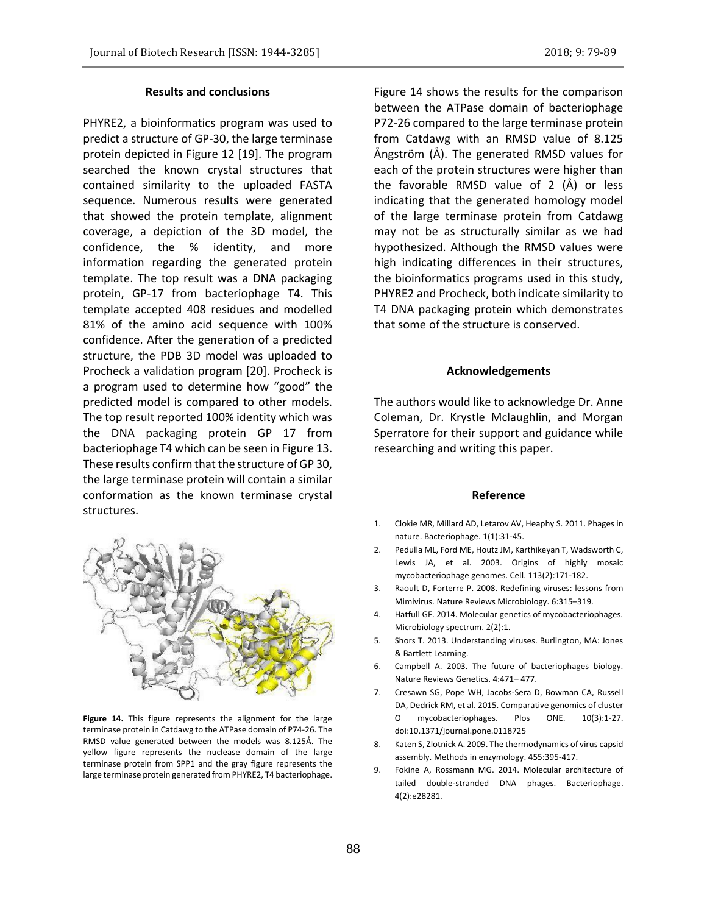### Results and conclusions

PHYRE2, a bioinformatics program was used to predict a structure of GP-30, the large terminase protein depicted in Figure 12 [19]. The program searched the known crystal structures that contained similarity to the uploaded FASTA sequence. Numerous results were generated that showed the protein template, alignment coverage, a depiction of the 3D model, the confidence, the % identity, and more information regarding the generated protein template. The top result was a DNA packaging protein, GP-17 from bacteriophage T4. This template accepted 408 residues and modelled 81% of the amino acid sequence with 100% confidence. After the generation of a predicted structure, the PDB 3D model was uploaded to Procheck a validation program [20]. Procheck is a program used to determine how "good" the predicted model is compared to other models. The top result reported 100% identity which was the DNA packaging protein GP 17 from bacteriophage T4 which can be seen in Figure 13. These results confirm that the structure of GP 30, the large terminase protein will contain a similar conformation as the known terminase crystal structures.

**Figure 14.** This figure represents the alignment for the large terminase protein in Catdawg to the ATPase domain of P74-26. The RMSD value generated between the models was 8.125Å. The yellow figure represents the nuclease domain of the large terminase protein from SPP1 and the gray figure represents the large terminase protein generated from PHYRE2, T4 bacteriophage.

Figure 14 shows the results for the comparison between the ATPase domain of bacteriophage P72-26 compared to the large terminase protein from Catdawg with an RMSD value of 8.125 Ångström (Å). The generated RMSD values for each of the protein structures were higher than the favorable RMSD value of 2 (Å) or less indicating that the generated homology model of the large terminase protein from Catdawg may not be as structurally similar as we had hypothesized. Although the RMSD values were high indicating differences in their structures, the bioinformatics programs used in this study, PHYRE2 and Procheck, both indicate similarity to T4 DNA packaging protein which demonstrates that some of the structure is conserved.

### Acknowledgements

The authors would like to acknowledge Dr. Anne Coleman, Dr. Krystle Mclaughlin, and Morgan Sperratore for their support and guidance while researching and writing this paper.

### Reference

1. Clokie MR, Millard AD, Letarov AV, Heaphy S. 2011. Phages in nature. Bacteriophage. 1(1):31-45.
2. Pedulla ML, Ford ME, Houtz JM, Karthikeyan T, Wadsworth C, Lewis JA, et al. 2003. Origins of highly mosaic mycobacteriophage genomes. Cell. 113(2):171-182.
3. Raoult D, Forterre P. 2008. Redefining viruses: lessons from Mimivirus. Nature Reviews Microbiology. 6:315–319.
4. Hatfull GF. 2014. Molecular genetics of mycobacteriophages. Microbiology spectrum. 2(2):1.
5. Shors T. 2013. Understanding viruses. Burlington, MA: Jones & Bartlett Learning.
6. Campbell A. 2003. The future of bacteriophages biology. Nature Reviews Genetics. 4:471– 477.
7. Cresawn SG, Pope WH, Jacobs-Sera D, Bowman CA, Russell DA, Dedrick RM, et al. 2015. Comparative genomics of cluster O mycobacteriophages. Plos ONE. 10(3):1-27. doi:10.1371/journal.pone.0118725
8. Katen S, Zlotnick A. 2009. The thermodynamics of virus capsid assembly. Methods in enzymology. 455:395-417.
9. Fokine A, Rossmann MG. 2014. Molecular architecture of tailed double-stranded DNA phages. Bacteriophage. 4(2):e28281.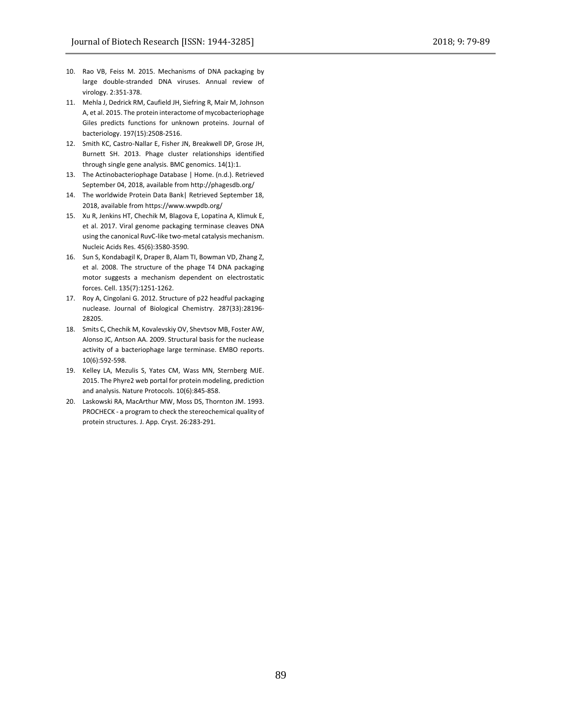10. Rao VB, Feiss M. 2015. Mechanisms of DNA packaging by large double-stranded DNA viruses. Annual review of virology. 2:351-378.
11. Mehla J, Dedrick RM, Caufield JH, Siefring R, Mair M, Johnson A, et al. 2015. The protein interactome of mycobacteriophage Giles predicts functions for unknown proteins. Journal of bacteriology. 197(15):2508-2516.
12. Smith KC, Castro-Nallar E, Fisher JN, Breakwell DP, Grose JH, Burnett SH. 2013. Phage cluster relationships identified through single gene analysis. BMC genomics. 14(1):1.
13. The Actinobacteriophage Database | Home. (n.d.). Retrieved September 04, 2018, available from http://phagesdb.org/
14. The worldwide Protein Data Bank| Retrieved September 18, 2018, available from https://www.wwpdb.org/
15. Xu R, Jenkins HT, Chechik M, Blagova E, Lopatina A, Klimuk E, et al. 2017. Viral genome packaging terminase cleaves DNA using the canonical RuvC-like two-metal catalysis mechanism. Nucleic Acids Res. 45(6):3580-3590.
16. Sun S, Kondabagil K, Draper B, Alam TI, Bowman VD, Zhang Z, et al. 2008. The structure of the phage T4 DNA packaging motor suggests a mechanism dependent on electrostatic forces. Cell. 135(7):1251-1262.
17. Roy A, Cingolani G. 2012. Structure of p22 headful packaging nuclease. Journal of Biological Chemistry. 287(33):28196-28205.
18. Smits C, Chechik M, Kovalevskiy OV, Shevtsov MB, Foster AW, Alonso JC, Antson AA. 2009. Structural basis for the nuclease activity of a bacteriophage large terminase. EMBO reports. 10(6):592-598.
19. Kelley LA, Mezulis S, Yates CM, Wass MN, Sternberg MJE. 2015. The Phyre2 web portal for protein modeling, prediction and analysis. Nature Protocols. 10(6):845-858.
20. Laskowski RA, MacArthur MW, Moss DS, Thornton JM. 1993. PROCHECK - a program to check the stereochemical quality of protein structures. J. App. Cryst. 26:283-291.